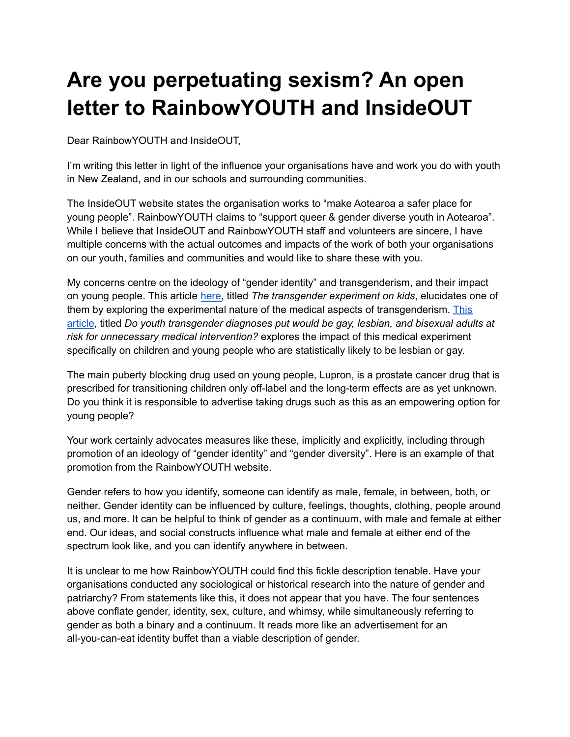# Are you perpetuating sexism? An open letter to RainbowYOUTH and InsideOUT

Dear RainbowYOUTH and InsideOUT,

I'm writing this letter in light of the influence your organisations have and work you do with youth in New Zealand, and in our schools and surrounding communities.

The InsideOUT website states the organisation works to "make Aotearoa a safer place for young people". RainbowYOUTH claims to "support queer & gender diverse youth in Aotearoa". While I believe that InsideOUT and RainbowYOUTH staff and volunteers are sincere, I have multiple concerns with the actual outcomes and impacts of the work of both your organisations on our youth, families and communities and would like to share these with you.

My concerns centre on the ideology of "gender identity" and transgenderism, and their impact on young people. This article [here](), titled *The transgender experiment on kids*, elucidates one of them by exploring the experimental nature of the medical aspects of transgenderism. [This article](), titled *Do youth transgender diagnoses put would be gay, lesbian, and bisexual adults at risk for unnecessary medical intervention?* explores the impact of this medical experiment specifically on children and young people who are statistically likely to be lesbian or gay.

The main puberty blocking drug used on young people, Lupron, is a prostate cancer drug that is prescribed for transitioning children only off-label and the long-term effects are as yet unknown. Do you think it is responsible to advertise taking drugs such as this as an empowering option for young people?

Your work certainly advocates measures like these, implicitly and explicitly, including through promotion of an ideology of "gender identity" and "gender diversity". Here is an example of that promotion from the RainbowYOUTH website.

Gender refers to how you identify, someone can identify as male, female, in between, both, or neither. Gender identity can be influenced by culture, feelings, thoughts, clothing, people around us, and more. It can be helpful to think of gender as a continuum, with male and female at either end. Our ideas, and social constructs influence what male and female at either end of the spectrum look like, and you can identify anywhere in between.

It is unclear to me how RainbowYOUTH could find this fickle description tenable. Have your organisations conducted any sociological or historical research into the nature of gender and patriarchy? From statements like this, it does not appear that you have. The four sentences above conflate gender, identity, sex, culture, and whimsy, while simultaneously referring to gender as both a binary and a continuum. It reads more like an advertisement for an all-you-can-eat identity buffet than a viable description of gender.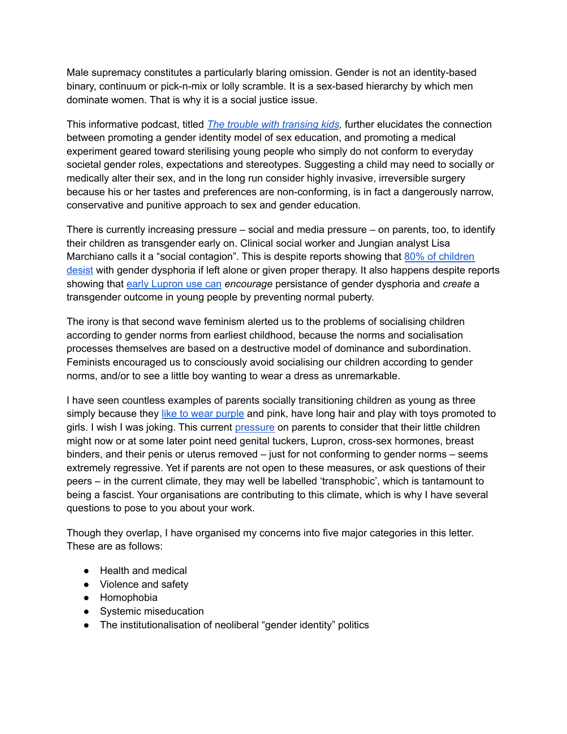Male supremacy constitutes a particularly blaring omission. Gender is not an identity-based binary, continuum or pick-n-mix or lolly scramble. It is a sex-based hierarchy by which men dominate women. That is why it is a social justice issue.

This informative podcast, titled *[The trouble with transing kids](#)*, further elucidates the connection between promoting a gender identity model of sex education, and promoting a medical experiment geared toward sterilising young people who simply do not conform to everyday societal gender roles, expectations and stereotypes. Suggesting a child may need to socially or medically alter their sex, and in the long run consider highly invasive, irreversible surgery because his or her tastes and preferences are non-conforming, is in fact a dangerously narrow, conservative and punitive approach to sex and gender education.

There is currently increasing pressure – social and media pressure – on parents, too, to identify their children as transgender early on. Clinical social worker and Jungian analyst Lisa Marchiano calls it a "social contagion". This is despite reports showing that [80% of children desist](#) with gender dysphoria if left alone or given proper therapy. It also happens despite reports showing that [early Lupron use can](#) *encourage* persistance of gender dysphoria and *create* a transgender outcome in young people by preventing normal puberty.

The irony is that second wave feminism alerted us to the problems of socialising children according to gender norms from earliest childhood, because the norms and socialisation processes themselves are based on a destructive model of dominance and subordination. Feminists encouraged us to consciously avoid socialising our children according to gender norms, and/or to see a little boy wanting to wear a dress as unremarkable.

I have seen countless examples of parents socially transitioning children as young as three simply because they [like to wear purple](#) and pink, have long hair and play with toys promoted to girls. I wish I was joking. This current [pressure](#) on parents to consider that their little children might now or at some later point need genital tuckers, Lupron, cross-sex hormones, breast binders, and their penis or uterus removed – just for not conforming to gender norms – seems extremely regressive. Yet if parents are not open to these measures, or ask questions of their peers – in the current climate, they may well be labelled 'transphobic', which is tantamount to being a fascist. Your organisations are contributing to this climate, which is why I have several questions to pose to you about your work.

Though they overlap, I have organised my concerns into five major categories in this letter. These are as follows:

- Health and medical
- Violence and safety
- Homophobia
- Systemic miseducation
- The institutionalisation of neoliberal "gender identity" politics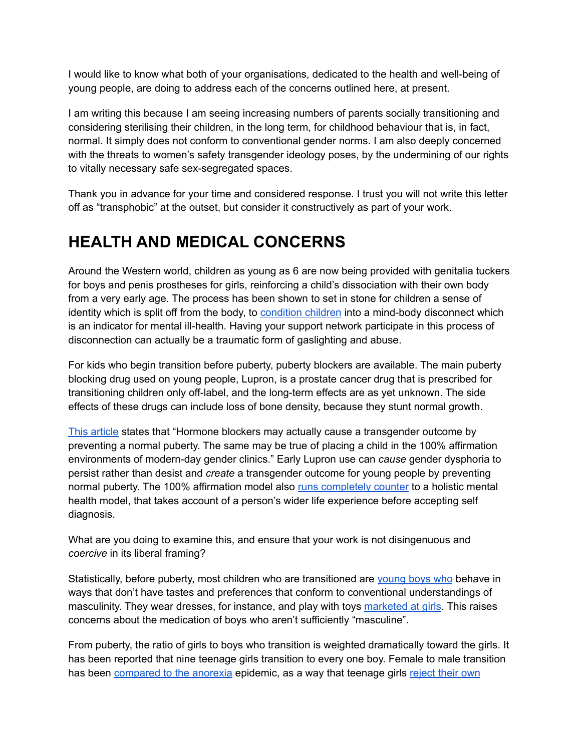I would like to know what both of your organisations, dedicated to the health and well-being of young people, are doing to address each of the concerns outlined here, at present.

I am writing this because I am seeing increasing numbers of parents socially transitioning and considering sterilising their children, in the long term, for childhood behaviour that is, in fact, normal. It simply does not conform to conventional gender norms. I am also deeply concerned with the threats to women's safety transgender ideology poses, by the undermining of our rights to vitally necessary safe sex-segregated spaces.

Thank you in advance for your time and considered response. I trust you will not write this letter off as "transphobic" at the outset, but consider it constructively as part of your work.

## HEALTH AND MEDICAL CONCERNS

Around the Western world, children as young as 6 are now being provided with genitalia tuckers for boys and penis prostheses for girls, reinforcing a child's dissociation with their own body from a very early age. The process has been shown to set in stone for children a sense of identity which is split off from the body, to condition children into a mind-body disconnect which is an indicator for mental ill-health. Having your support network participate in this process of disconnection can actually be a traumatic form of gaslighting and abuse.

For kids who begin transition before puberty, puberty blockers are available. The main puberty blocking drug used on young people, Lupron, is a prostate cancer drug that is prescribed for transitioning children only off-label, and the long-term effects are as yet unknown. The side effects of these drugs can include loss of bone density, because they stunt normal growth.

This article states that "Hormone blockers may actually cause a transgender outcome by preventing a normal puberty. The same may be true of placing a child in the 100% affirmation environments of modern-day gender clinics." Early Lupron use can *cause* gender dysphoria to persist rather than desist and *create* a transgender outcome for young people by preventing normal puberty. The 100% affirmation model also runs completely counter to a holistic mental health model, that takes account of a person's wider life experience before accepting self diagnosis.

What are you doing to examine this, and ensure that your work is not disingenuous and *coercive* in its liberal framing?

Statistically, before puberty, most children who are transitioned are young boys who behave in ways that don't have tastes and preferences that conform to conventional understandings of masculinity. They wear dresses, for instance, and play with toys marketed at girls. This raises concerns about the medication of boys who aren't sufficiently "masculine".

From puberty, the ratio of girls to boys who transition is weighted dramatically toward the girls. It has been reported that nine teenage girls transition to every one boy. Female to male transition has been compared to the anorexia epidemic, as a way that teenage girls reject their own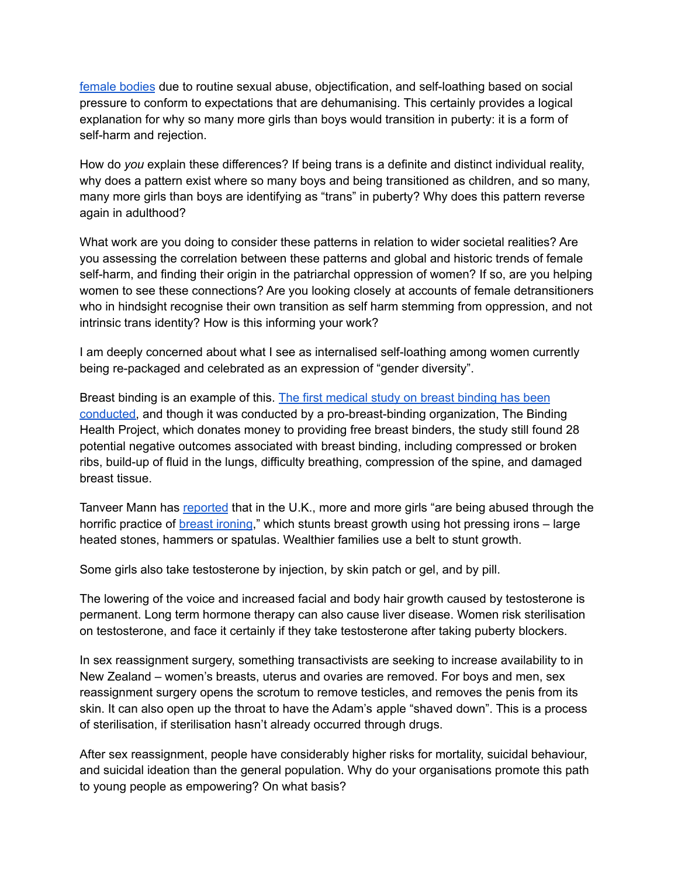[female bodies] due to routine sexual abuse, objectification, and self-loathing based on social pressure to conform to expectations that are dehumanising. This certainly provides a logical explanation for why so many more girls than boys would transition in puberty: it is a form of self-harm and rejection.

How do *you* explain these differences? If being trans is a definite and distinct individual reality, why does a pattern exist where so many boys and being transitioned as children, and so many, many more girls than boys are identifying as "trans" in puberty? Why does this pattern reverse again in adulthood?

What work are you doing to consider these patterns in relation to wider societal realities? Are you assessing the correlation between these patterns and global and historic trends of female self-harm, and finding their origin in the patriarchal oppression of women? If so, are you helping women to see these connections? Are you looking closely at accounts of female detransitioners who in hindsight recognise their own transition as self harm stemming from oppression, and not intrinsic trans identity? How is this informing your work?

I am deeply concerned about what I see as internalised self-loathing among women currently being re-packaged and celebrated as an expression of "gender diversity".

Breast binding is an example of this. [The first medical study on breast binding has been conducted], and though it was conducted by a pro-breast-binding organization, The Binding Health Project, which donates money to providing free breast binders, the study still found 28 potential negative outcomes associated with breast binding, including compressed or broken ribs, build-up of fluid in the lungs, difficulty breathing, compression of the spine, and damaged breast tissue.

Tanveer Mann has [reported] that in the U.K., more and more girls "are being abused through the horrific practice of [breast ironing]," which stunts breast growth using hot pressing irons – large heated stones, hammers or spatulas. Wealthier families use a belt to stunt growth.

Some girls also take testosterone by injection, by skin patch or gel, and by pill.

The lowering of the voice and increased facial and body hair growth caused by testosterone is permanent. Long term hormone therapy can also cause liver disease. Women risk sterilisation on testosterone, and face it certainly if they take testosterone after taking puberty blockers.

In sex reassignment surgery, something transactivists are seeking to increase availability to in New Zealand – women's breasts, uterus and ovaries are removed. For boys and men, sex reassignment surgery opens the scrotum to remove testicles, and removes the penis from its skin. It can also open up the throat to have the Adam's apple "shaved down". This is a process of sterilisation, if sterilisation hasn't already occurred through drugs.

After sex reassignment, people have considerably higher risks for mortality, suicidal behaviour, and suicidal ideation than the general population. Why do your organisations promote this path to young people as empowering? On what basis?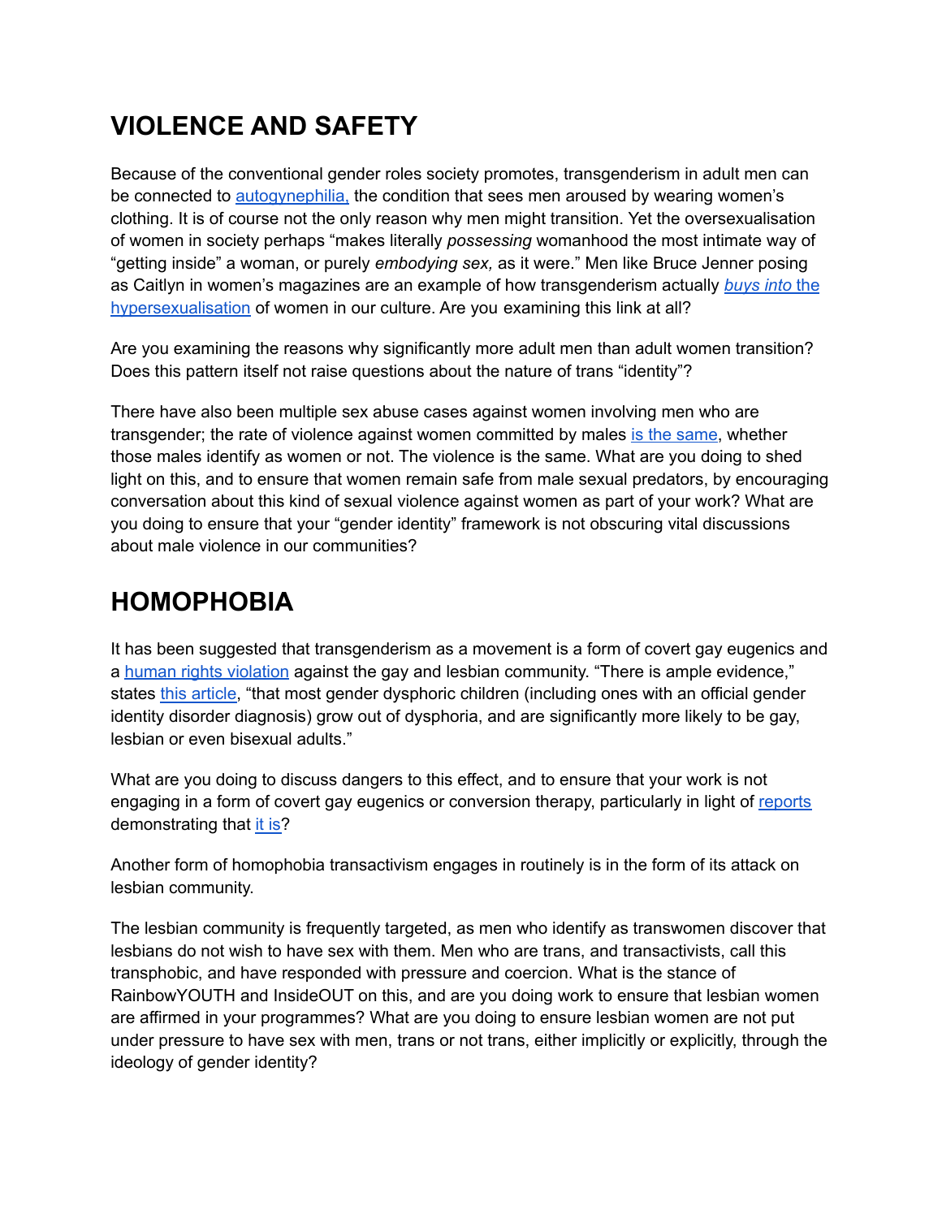## VIOLENCE AND SAFETY

Because of the conventional gender roles society promotes, transgenderism in adult men can be connected to autogynephilia, the condition that sees men aroused by wearing women's clothing. It is of course not the only reason why men might transition. Yet the oversexualisation of women in society perhaps "makes literally *possessing* womanhood the most intimate way of "getting inside" a woman, or purely *embodying sex,* as it were." Men like Bruce Jenner posing as Caitlyn in women's magazines are an example of how transgenderism actually *buys into* the hypersexualisation of women in our culture. Are you examining this link at all?

Are you examining the reasons why significantly more adult men than adult women transition? Does this pattern itself not raise questions about the nature of trans "identity"?

There have also been multiple sex abuse cases against women involving men who are transgender; the rate of violence against women committed by males is the same, whether those males identify as women or not. The violence is the same. What are you doing to shed light on this, and to ensure that women remain safe from male sexual predators, by encouraging conversation about this kind of sexual violence against women as part of your work? What are you doing to ensure that your "gender identity" framework is not obscuring vital discussions about male violence in our communities?

## HOMOPHOBIA

It has been suggested that transgenderism as a movement is a form of covert gay eugenics and a human rights violation against the gay and lesbian community. "There is ample evidence," states this article, "that most gender dysphoric children (including ones with an official gender identity disorder diagnosis) grow out of dysphoria, and are significantly more likely to be gay, lesbian or even bisexual adults."

What are you doing to discuss dangers to this effect, and to ensure that your work is not engaging in a form of covert gay eugenics or conversion therapy, particularly in light of reports demonstrating that it is?

Another form of homophobia transactivism engages in routinely is in the form of its attack on lesbian community.

The lesbian community is frequently targeted, as men who identify as transwomen discover that lesbians do not wish to have sex with them. Men who are trans, and transactivists, call this transphobic, and have responded with pressure and coercion. What is the stance of RainbowYOUTH and InsideOUT on this, and are you doing work to ensure that lesbian women are affirmed in your programmes? What are you doing to ensure lesbian women are not put under pressure to have sex with men, trans or not trans, either implicitly or explicitly, through the ideology of gender identity?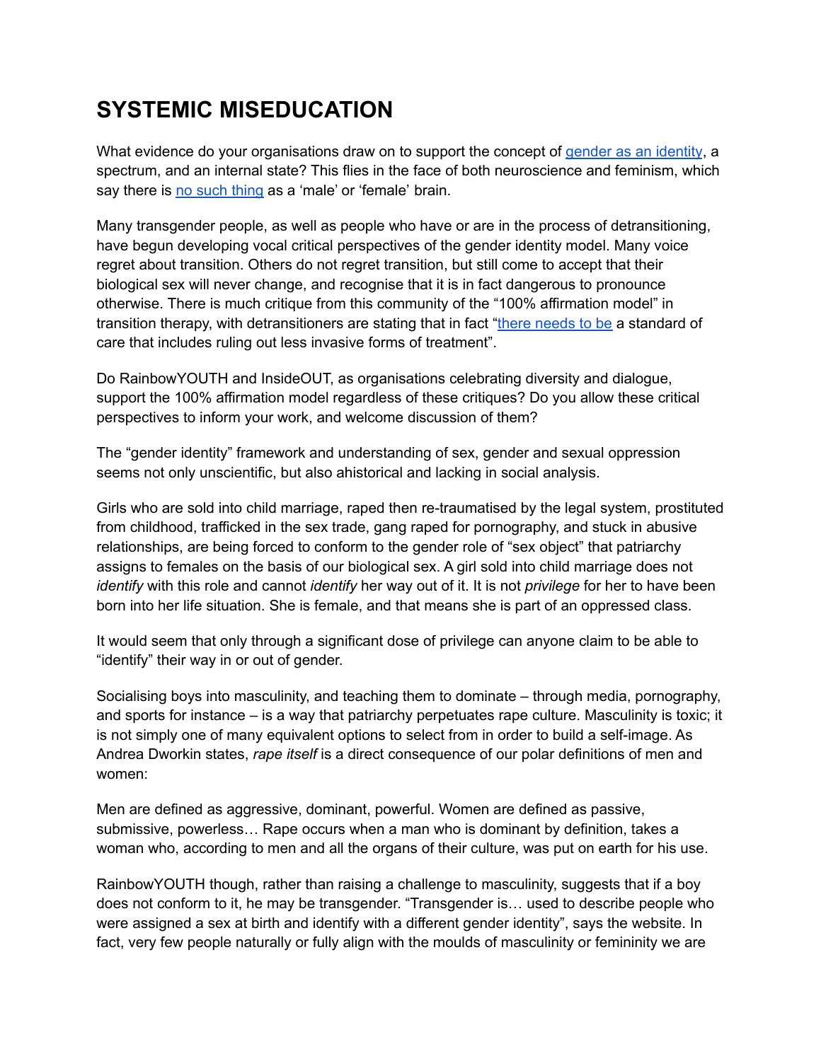# SYSTEMIC MISEDUCATION

What evidence do your organisations draw on to support the concept of gender as an identity, a spectrum, and an internal state? This flies in the face of both neuroscience and feminism, which say there is no such thing as a 'male' or 'female' brain.

Many transgender people, as well as people who have or are in the process of detransitioning, have begun developing vocal critical perspectives of the gender identity model. Many voice regret about transition. Others do not regret transition, but still come to accept that their biological sex will never change, and recognise that it is in fact dangerous to pronounce otherwise. There is much critique from this community of the "100% affirmation model" in transition therapy, with detransitioners are stating that in fact "there needs to be a standard of care that includes ruling out less invasive forms of treatment".

Do RainbowYOUTH and InsideOUT, as organisations celebrating diversity and dialogue, support the 100% affirmation model regardless of these critiques? Do you allow these critical perspectives to inform your work, and welcome discussion of them?

The "gender identity" framework and understanding of sex, gender and sexual oppression seems not only unscientific, but also ahistorical and lacking in social analysis.

Girls who are sold into child marriage, raped then re-traumatised by the legal system, prostituted from childhood, trafficked in the sex trade, gang raped for pornography, and stuck in abusive relationships, are being forced to conform to the gender role of "sex object" that patriarchy assigns to females on the basis of our biological sex. A girl sold into child marriage does not *identify* with this role and cannot *identify* her way out of it. It is not *privilege* for her to have been born into her life situation. She is female, and that means she is part of an oppressed class.

It would seem that only through a significant dose of privilege can anyone claim to be able to "identify" their way in or out of gender.

Socialising boys into masculinity, and teaching them to dominate – through media, pornography, and sports for instance – is a way that patriarchy perpetuates rape culture. Masculinity is toxic; it is not simply one of many equivalent options to select from in order to build a self-image. As Andrea Dworkin states, *rape itself* is a direct consequence of our polar definitions of men and women:

Men are defined as aggressive, dominant, powerful. Women are defined as passive, submissive, powerless… Rape occurs when a man who is dominant by definition, takes a woman who, according to men and all the organs of their culture, was put on earth for his use.

RainbowYOUTH though, rather than raising a challenge to masculinity, suggests that if a boy does not conform to it, he may be transgender. "Transgender is… used to describe people who were assigned a sex at birth and identify with a different gender identity", says the website. In fact, very few people naturally or fully align with the moulds of masculinity or femininity we are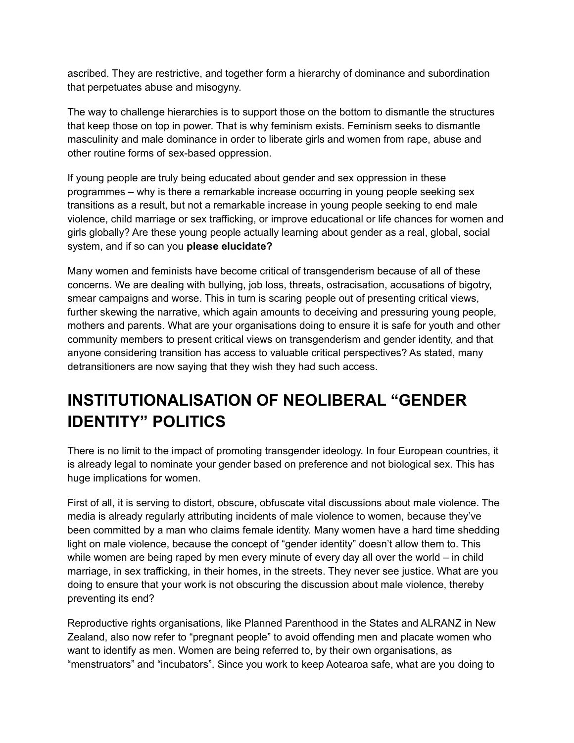ascribed. They are restrictive, and together form a hierarchy of dominance and subordination that perpetuates abuse and misogyny.

The way to challenge hierarchies is to support those on the bottom to dismantle the structures that keep those on top in power. That is why feminism exists. Feminism seeks to dismantle masculinity and male dominance in order to liberate girls and women from rape, abuse and other routine forms of sex-based oppression.

If young people are truly being educated about gender and sex oppression in these programmes – why is there a remarkable increase occurring in young people seeking sex transitions as a result, but not a remarkable increase in young people seeking to end male violence, child marriage or sex trafficking, or improve educational or life chances for women and girls globally? Are these young people actually learning about gender as a real, global, social system, and if so can you **please elucidate?**

Many women and feminists have become critical of transgenderism because of all of these concerns. We are dealing with bullying, job loss, threats, ostracisation, accusations of bigotry, smear campaigns and worse. This in turn is scaring people out of presenting critical views, further skewing the narrative, which again amounts to deceiving and pressuring young people, mothers and parents. What are your organisations doing to ensure it is safe for youth and other community members to present critical views on transgenderism and gender identity, and that anyone considering transition has access to valuable critical perspectives? As stated, many detransitioners are now saying that they wish they had such access.

# INSTITUTIONALISATION OF NEOLIBERAL "GENDER IDENTITY" POLITICS

There is no limit to the impact of promoting transgender ideology. In four European countries, it is already legal to nominate your gender based on preference and not biological sex. This has huge implications for women.

First of all, it is serving to distort, obscure, obfuscate vital discussions about male violence. The media is already regularly attributing incidents of male violence to women, because they've been committed by a man who claims female identity. Many women have a hard time shedding light on male violence, because the concept of "gender identity" doesn't allow them to. This while women are being raped by men every minute of every day all over the world – in child marriage, in sex trafficking, in their homes, in the streets. They never see justice. What are you doing to ensure that your work is not obscuring the discussion about male violence, thereby preventing its end?

Reproductive rights organisations, like Planned Parenthood in the States and ALRANZ in New Zealand, also now refer to "pregnant people" to avoid offending men and placate women who want to identify as men. Women are being referred to, by their own organisations, as "menstruators" and "incubators". Since you work to keep Aotearoa safe, what are you doing to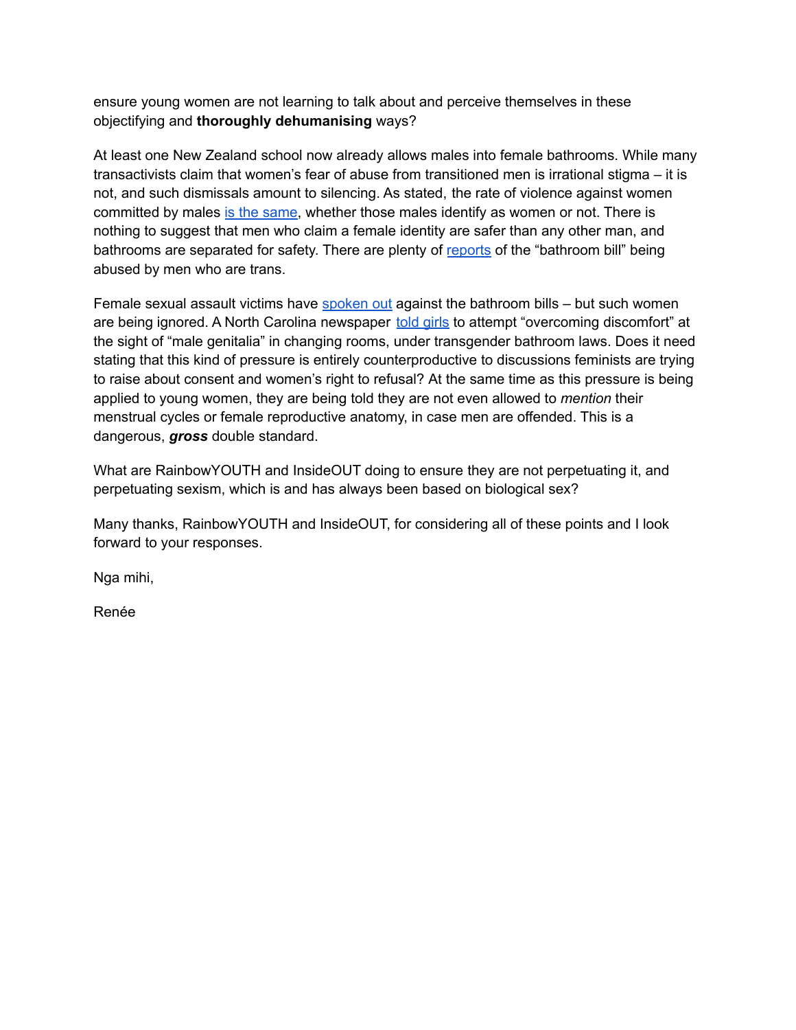ensure young women are not learning to talk about and perceive themselves in these objectifying and **thoroughly dehumanising** ways?

At least one New Zealand school now already allows males into female bathrooms. While many transactivists claim that women's fear of abuse from transitioned men is irrational stigma – it is not, and such dismissals amount to silencing. As stated, the rate of violence against women committed by males is the same, whether those males identify as women or not. There is nothing to suggest that men who claim a female identity are safer than any other man, and bathrooms are separated for safety. There are plenty of reports of the "bathroom bill" being abused by men who are trans.

Female sexual assault victims have spoken out against the bathroom bills – but such women are being ignored. A North Carolina newspaper told girls to attempt "overcoming discomfort" at the sight of "male genitalia" in changing rooms, under transgender bathroom laws. Does it need stating that this kind of pressure is entirely counterproductive to discussions feminists are trying to raise about consent and women's right to refusal? At the same time as this pressure is being applied to young women, they are being told they are not even allowed to *mention* their menstrual cycles or female reproductive anatomy, in case men are offended. This is a dangerous, ***gross*** double standard.

What are RainbowYOUTH and InsideOUT doing to ensure they are not perpetuating it, and perpetuating sexism, which is and has always been based on biological sex?

Many thanks, RainbowYOUTH and InsideOUT, for considering all of these points and I look forward to your responses.

Nga mihi,

Renée